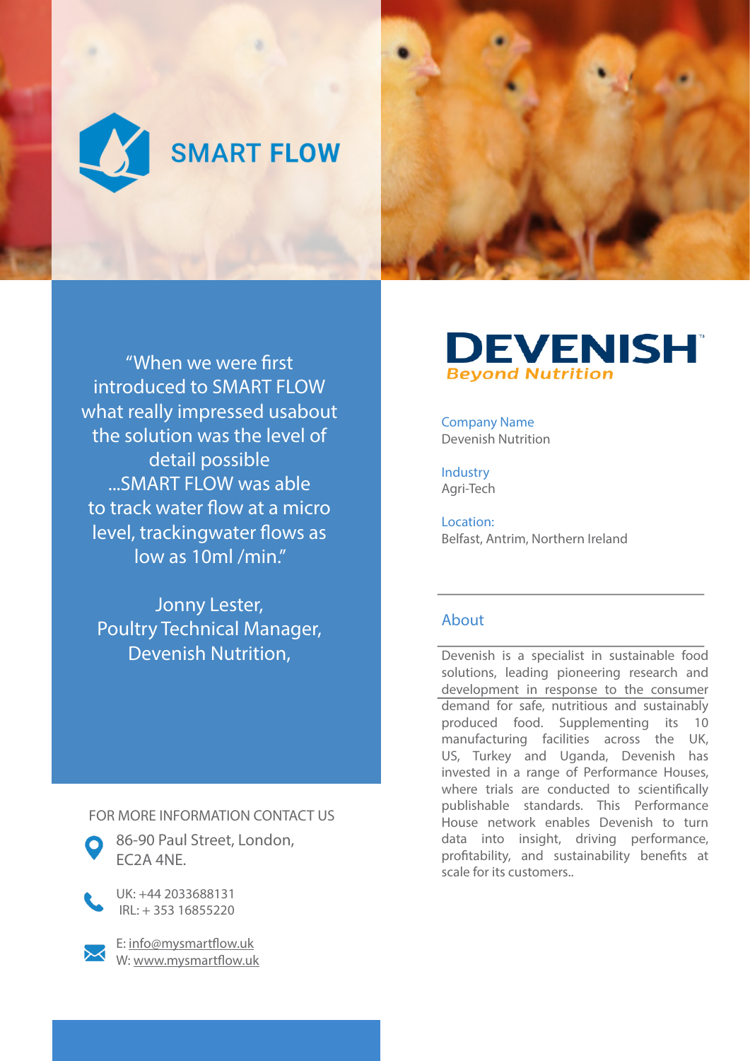# SMART FLOW

“When we were first introduced to SMART FLOW what really impressed usabout the solution was the level of detail possible ...SMART FLOW was able to track water flow at a micro level, trackingwater flows as low as 10ml /min.”

Jonny Lester,
Poultry Technical Manager,
Devenish Nutrition,

FOR MORE INFORMATION CONTACT US

86-90 Paul Street, London,
EC2A 4NE.

UK: +44 2033688131
IRL: + 353 16855220

E: info@mysmartflow.uk
W: www.mysmartflow.uk

**DEVENISH**
*Beyond Nutrition*

Company Name
Devenish Nutrition

Industry
Agri-Tech

Location:
Belfast, Antrim, Northern Ireland

## About

Devenish is a specialist in sustainable food solutions, leading pioneering research and development in response to the consumer demand for safe, nutritious and sustainably produced food. Supplementing its 10 manufacturing facilities across the UK, US, Turkey and Uganda, Devenish has invested in a range of Performance Houses, where trials are conducted to scientifically publishable standards. This Performance House network enables Devenish to turn data into insight, driving performance, profitability, and sustainability benefits at scale for its customers..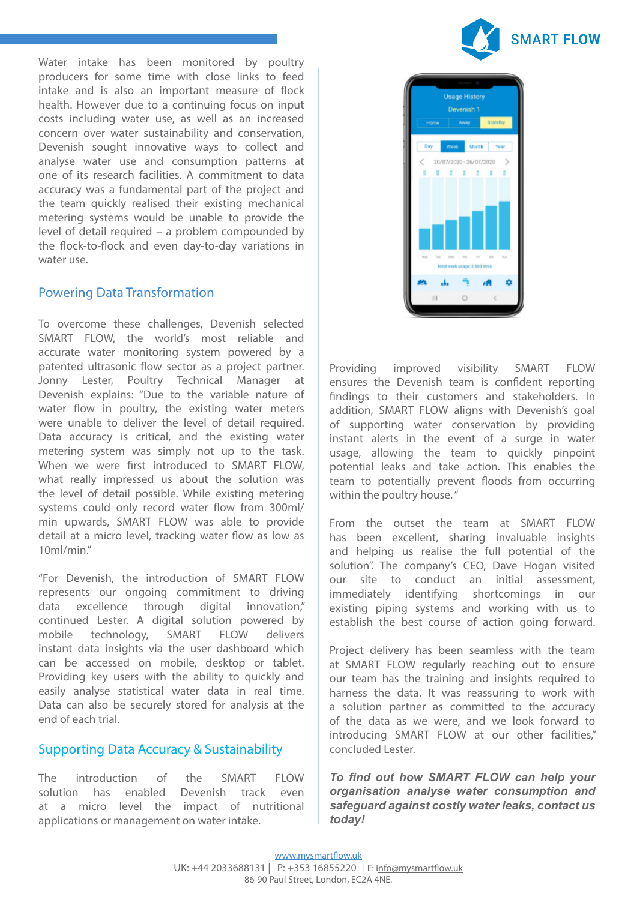Water intake has been monitored by poultry producers for some time with close links to feed intake and is also an important measure of flock health. However due to a continuing focus on input costs including water use, as well as an increased concern over water sustainability and conservation, Devenish sought innovative ways to collect and analyse water use and consumption patterns at one of its research facilities. A commitment to data accuracy was a fundamental part of the project and the team quickly realised their existing mechanical metering systems would be unable to provide the level of detail required – a problem compounded by the flock-to-flock and even day-to-day variations in water use.

## Powering Data Transformation

To overcome these challenges, Devenish selected SMART FLOW, the world's most reliable and accurate water monitoring system powered by a patented ultrasonic flow sector as a project partner. Jonny Lester, Poultry Technical Manager at Devenish explains: "Due to the variable nature of water flow in poultry, the existing water meters were unable to deliver the level of detail required. Data accuracy is critical, and the existing water metering system was simply not up to the task. When we were first introduced to SMART FLOW, what really impressed us about the solution was the level of detail possible. While existing metering systems could only record water flow from 300ml/min upwards, SMART FLOW was able to provide detail at a micro level, tracking water flow as low as 10ml/min."

"For Devenish, the introduction of SMART FLOW represents our ongoing commitment to driving data excellence through digital innovation," continued Lester. A digital solution powered by mobile technology, SMART FLOW delivers instant data insights via the user dashboard which can be accessed on mobile, desktop or tablet. Providing key users with the ability to quickly and easily analyse statistical water data in real time. Data can also be securely stored for analysis at the end of each trial.

## Supporting Data Accuracy & Sustainability

The introduction of the SMART FLOW solution has enabled Devenish track even at a micro level the impact of nutritional applications or management on water intake.

Providing improved visibility SMART FLOW ensures the Devenish team is confident reporting findings to their customers and stakeholders. In addition, SMART FLOW aligns with Devenish's goal of supporting water conservation by providing instant alerts in the event of a surge in water usage, allowing the team to quickly pinpoint potential leaks and take action. This enables the team to potentially prevent floods from occurring within the poultry house."

From the outset the team at SMART FLOW has been excellent, sharing invaluable insights and helping us realise the full potential of the solution". The company's CEO, Dave Hogan visited our site to conduct an initial assessment, immediately identifying shortcomings in our existing piping systems and working with us to establish the best course of action going forward.

Project delivery has been seamless with the team at SMART FLOW regularly reaching out to ensure our team has the training and insights required to harness the data. It was reassuring to work with a solution partner as committed to the accuracy of the data as we were, and we look forward to introducing SMART FLOW at our other facilities," concluded Lester.

***To find out how SMART FLOW can help your organisation analyse water consumption and safeguard against costly water leaks, contact us today!***

www.mysmartflow.uk
UK: +44 2033688131 | P: +353 16855220 | E: info@mysmartflow.uk
86-90 Paul Street, London, EC2A 4NE.